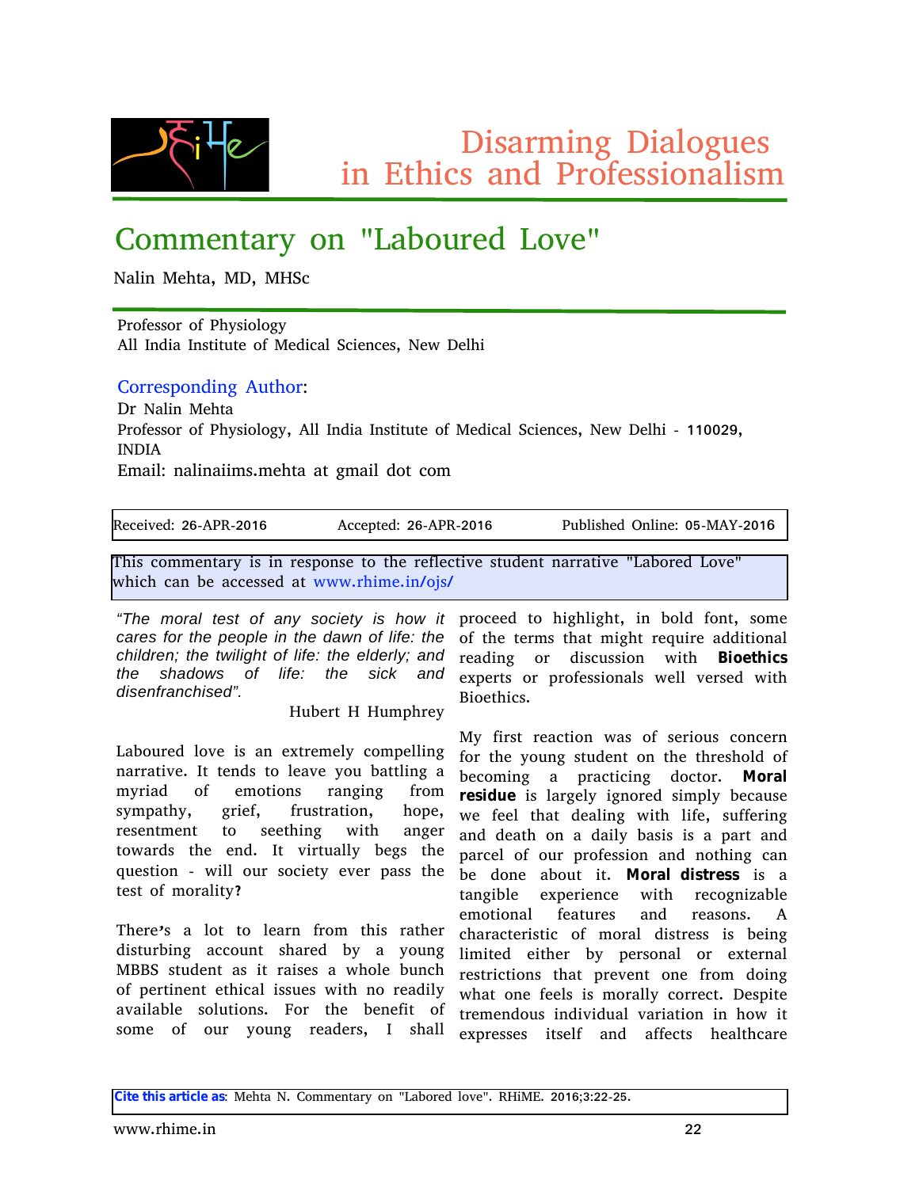# Disarming Dialogues in Ethics and Professionalism

# Commentary on "Laboured Love"

Nalin Mehta, MD, MHSc

Professor of Physiology
All India Institute of Medical Sciences, New Delhi

**Corresponding Author:**
Dr Nalin Mehta
Professor of Physiology, All India Institute of Medical Sciences, New Delhi - 110029, INDIA
Email: nalinaiims.mehta at gmail dot com

Received: 26-APR-2016 | Accepted: 26-APR-2016 | Published Online: 05-MAY-2016

This commentary is in response to the reflective student narrative "Labored Love" which can be accessed at www.rhime.in/ojs/

*"The moral test of any society is how it cares for the people in the dawn of life: the children; the twilight of life: the elderly; and the shadows of life: the sick and disenfranchised".*

Hubert H Humphrey

Laboured love is an extremely compelling narrative. It tends to leave you battling a myriad of emotions ranging from sympathy, grief, frustration, hope, resentment to seething with anger towards the end. It virtually begs the question - will our society ever pass the test of morality?

There's a lot to learn from this rather disturbing account shared by a young MBBS student as it raises a whole bunch of pertinent ethical issues with no readily available solutions. For the benefit of some of our young readers, I shall proceed to highlight, in bold font, some of the terms that might require additional reading or discussion with **Bioethics** experts or professionals well versed with Bioethics.

My first reaction was of serious concern for the young student on the threshold of becoming a practicing doctor. **Moral residue** is largely ignored simply because we feel that dealing with life, suffering and death on a daily basis is a part and parcel of our profession and nothing can be done about it. **Moral distress** is a tangible experience with recognizable emotional features and reasons. A characteristic of moral distress is being limited either by personal or external restrictions that prevent one from doing what one feels is morally correct. Despite tremendous individual variation in how it expresses itself and affects healthcare

**Cite this article as**: Mehta N. Commentary on "Labored love". RHiME. 2016;3:22-25.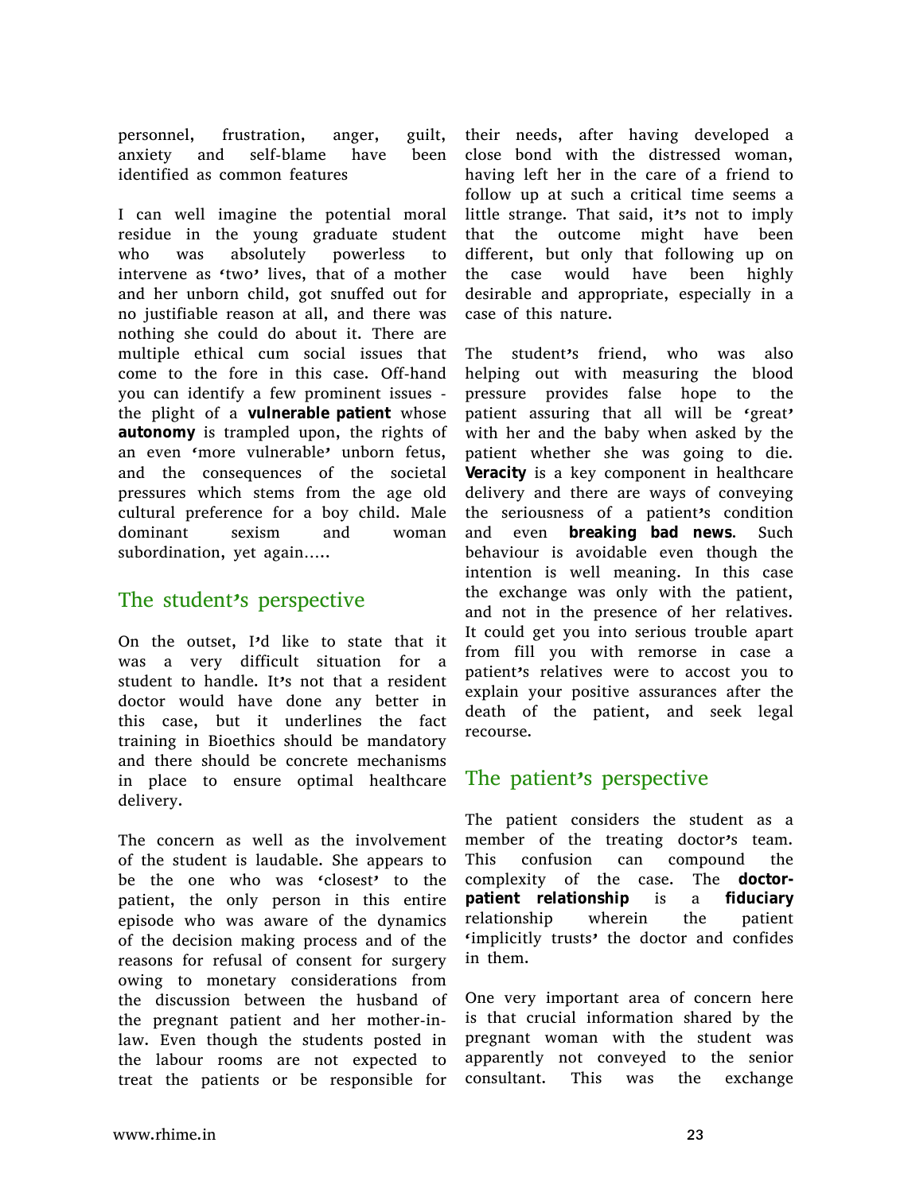personnel, frustration, anger, guilt, anxiety and self-blame have been identified as common features

I can well imagine the potential moral residue in the young graduate student who was absolutely powerless to intervene as 'two' lives, that of a mother and her unborn child, got snuffed out for no justifiable reason at all, and there was nothing she could do about it. There are multiple ethical cum social issues that come to the fore in this case. Off-hand you can identify a few prominent issues - the plight of a **vulnerable patient** whose **autonomy** is trampled upon, the rights of an even 'more vulnerable' unborn fetus, and the consequences of the societal pressures which stems from the age old cultural preference for a boy child. Male dominant sexism and woman subordination, yet again.....

## The student's perspective

On the outset, I'd like to state that it was a very difficult situation for a student to handle. It's not that a resident doctor would have done any better in this case, but it underlines the fact training in Bioethics should be mandatory and there should be concrete mechanisms in place to ensure optimal healthcare delivery.

The concern as well as the involvement of the student is laudable. She appears to be the one who was 'closest' to the patient, the only person in this entire episode who was aware of the dynamics of the decision making process and of the reasons for refusal of consent for surgery owing to monetary considerations from the discussion between the husband of the pregnant patient and her mother-in-law. Even though the students posted in the labour rooms are not expected to treat the patients or be responsible for their needs, after having developed a close bond with the distressed woman, having left her in the care of a friend to follow up at such a critical time seems a little strange. That said, it's not to imply that the outcome might have been different, but only that following up on the case would have been highly desirable and appropriate, especially in a case of this nature.

The student's friend, who was also helping out with measuring the blood pressure provides false hope to the patient assuring that all will be 'great' with her and the baby when asked by the patient whether she was going to die. **Veracity** is a key component in healthcare delivery and there are ways of conveying the seriousness of a patient's condition and even **breaking bad news**. Such behaviour is avoidable even though the intention is well meaning. In this case the exchange was only with the patient, and not in the presence of her relatives. It could get you into serious trouble apart from fill you with remorse in case a patient's relatives were to accost you to explain your positive assurances after the death of the patient, and seek legal recourse.

## The patient's perspective

The patient considers the student as a member of the treating doctor's team. This confusion can compound the complexity of the case. The **doctor-patient relationship** is a **fiduciary** relationship wherein the patient 'implicitly trusts' the doctor and confides in them.

One very important area of concern here is that crucial information shared by the pregnant woman with the student was apparently not conveyed to the senior consultant. This was the exchange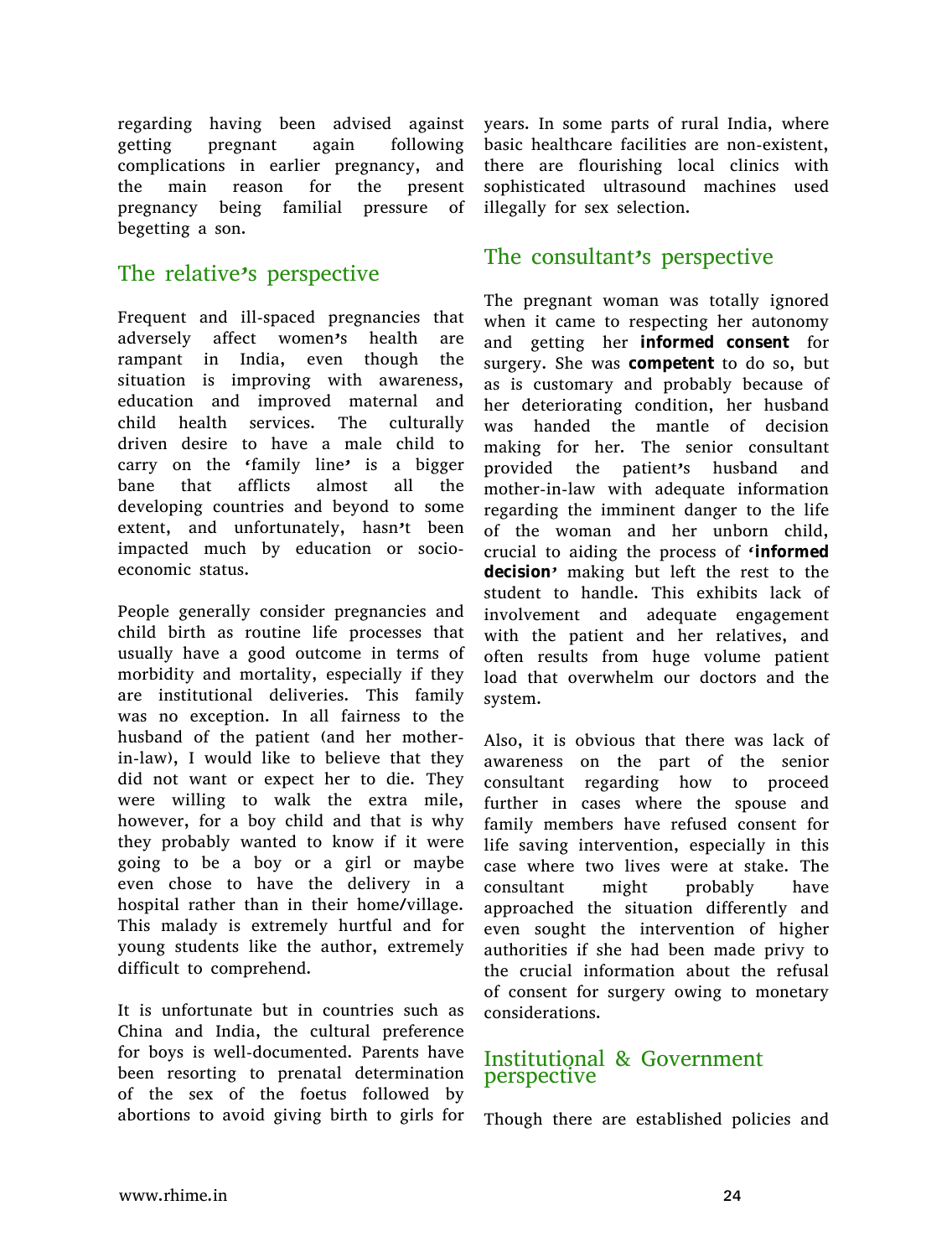regarding having been advised against getting pregnant again following complications in earlier pregnancy, and the main reason for the present pregnancy being familial pressure of begetting a son.

## The relative's perspective

Frequent and ill-spaced pregnancies that adversely affect women's health are rampant in India, even though the situation is improving with awareness, education and improved maternal and child health services. The culturally driven desire to have a male child to carry on the 'family line' is a bigger bane that afflicts almost all the developing countries and beyond to some extent, and unfortunately, hasn't been impacted much by education or socio-economic status.

People generally consider pregnancies and child birth as routine life processes that usually have a good outcome in terms of morbidity and mortality, especially if they are institutional deliveries. This family was no exception. In all fairness to the husband of the patient (and her mother-in-law), I would like to believe that they did not want or expect her to die. They were willing to walk the extra mile, however, for a boy child and that is why they probably wanted to know if it were going to be a boy or a girl or maybe even chose to have the delivery in a hospital rather than in their home/village. This malady is extremely hurtful and for young students like the author, extremely difficult to comprehend.

It is unfortunate but in countries such as China and India, the cultural preference for boys is well-documented. Parents have been resorting to prenatal determination of the sex of the foetus followed by abortions to avoid giving birth to girls for years. In some parts of rural India, where basic healthcare facilities are non-existent, there are flourishing local clinics with sophisticated ultrasound machines used illegally for sex selection.

## The consultant's perspective

The pregnant woman was totally ignored when it came to respecting her autonomy and getting her **informed consent** for surgery. She was **competent** to do so, but as is customary and probably because of her deteriorating condition, her husband was handed the mantle of decision making for her. The senior consultant provided the patient's husband and mother-in-law with adequate information regarding the imminent danger to the life of the woman and her unborn child, crucial to aiding the process of **'informed decision'** making but left the rest to the student to handle. This exhibits lack of involvement and adequate engagement with the patient and her relatives, and often results from huge volume patient load that overwhelm our doctors and the system.

Also, it is obvious that there was lack of awareness on the part of the senior consultant regarding how to proceed further in cases where the spouse and family members have refused consent for life saving intervention, especially in this case where two lives were at stake. The consultant might probably have approached the situation differently and even sought the intervention of higher authorities if she had been made privy to the crucial information about the refusal of consent for surgery owing to monetary considerations.

## Institutional & Government perspective

Though there are established policies and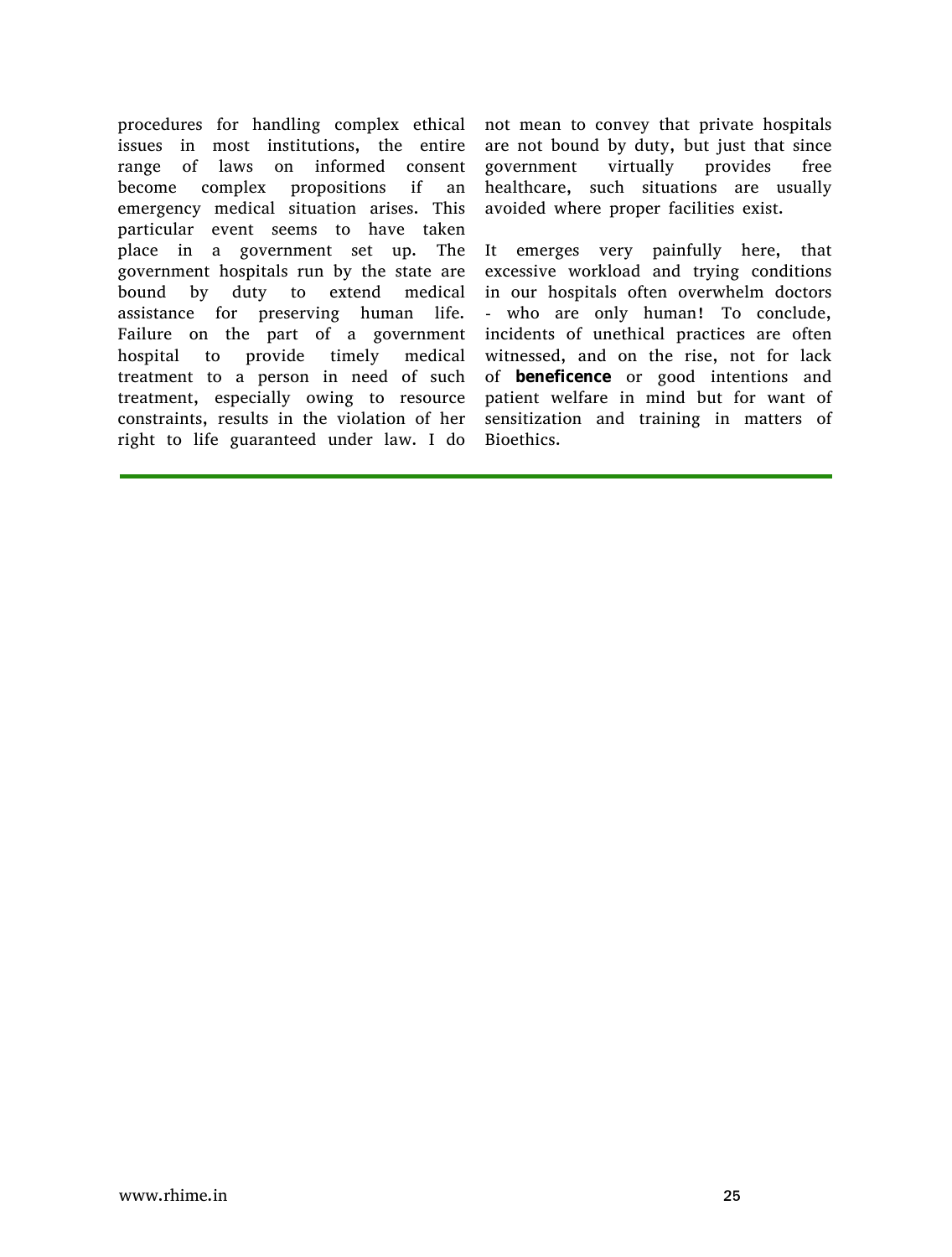procedures for handling complex ethical issues in most institutions, the entire range of laws on informed consent become complex propositions if an emergency medical situation arises. This particular event seems to have taken place in a government set up. The government hospitals run by the state are bound by duty to extend medical assistance for preserving human life. Failure on the part of a government hospital to provide timely medical treatment to a person in need of such treatment, especially owing to resource constraints, results in the violation of her right to life guaranteed under law. I do not mean to convey that private hospitals are not bound by duty, but just that since government virtually provides free healthcare, such situations are usually avoided where proper facilities exist.

It emerges very painfully here, that excessive workload and trying conditions in our hospitals often overwhelm doctors - who are only human! To conclude, incidents of unethical practices are often witnessed, and on the rise, not for lack of **beneficence** or good intentions and patient welfare in mind but for want of sensitization and training in matters of Bioethics.